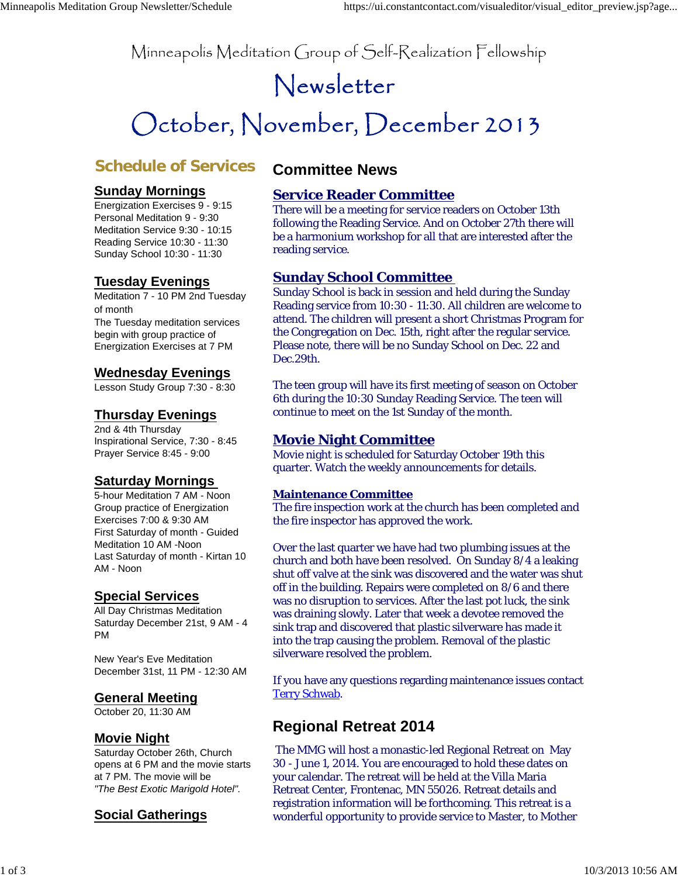# Minneapolis Meditation Group of Self-Realization Fellowship

# Newsletter

# October, November, December 2013

## Schedule of Services

### Sunday Mornings

Energization Exercises 9 - 9:15
Personal Meditation 9 - 9:30
Meditation Service 9:30 - 10:15
Reading Service 10:30 - 11:30
Sunday School 10:30 - 11:30

### Tuesday Evenings

Meditation 7 - 10 PM 2nd Tuesday of month
The Tuesday meditation services begin with group practice of Energization Exercises at 7 PM

### Wednesday Evenings

Lesson Study Group 7:30 - 8:30

### Thursday Evenings

2nd & 4th Thursday
Inspirational Service, 7:30 - 8:45
Prayer Service 8:45 - 9:00

### Saturday Mornings

5-hour Meditation 7 AM - Noon
Group practice of Energization Exercises 7:00 & 9:30 AM
First Saturday of month - Guided Meditation 10 AM -Noon
Last Saturday of month - Kirtan 10 AM - Noon

### Special Services

All Day Christmas Meditation
Saturday December 21st, 9 AM - 4 PM

New Year's Eve Meditation
December 31st, 11 PM - 12:30 AM

### General Meeting

October 20, 11:30 AM

### Movie Night

Saturday October 26th, Church opens at 6 PM and the movie starts at 7 PM. The movie will be *"The Best Exotic Marigold Hotel".*

### Social Gatherings

## Committee News

### Service Reader Committee

There will be a meeting for service readers on October 13th following the Reading Service. And on October 27th there will be a harmonium workshop for all that are interested after the reading service.

### Sunday School Committee

Sunday School is back in session and held during the Sunday Reading service from 10:30 - 11:30. All children are welcome to attend. The children will present a short Christmas Program for the Congregation on Dec. 15th, right after the regular service. Please note, there will be no Sunday School on Dec. 22 and Dec.29th.

The teen group will have its first meeting of season on October 6th during the 10:30 Sunday Reading Service. The teen will continue to meet on the 1st Sunday of the month.

### Movie Night Committee

Movie night is scheduled for Saturday October 19th this quarter. Watch the weekly announcements for details.

### Maintenance Committee

The fire inspection work at the church has been completed and the fire inspector has approved the work.

Over the last quarter we have had two plumbing issues at the church and both have been resolved. On Sunday 8/4 a leaking shut off valve at the sink was discovered and the water was shut off in the building. Repairs were completed on 8/6 and there was no disruption to services. After the last pot luck, the sink was draining slowly. Later that week a devotee removed the sink trap and discovered that plastic silverware has made it into the trap causing the problem. Removal of the plastic silverware resolved the problem.

If you have any questions regarding maintenance issues contact Terry Schwab.

## Regional Retreat 2014

The MMG will host a monastic-led Regional Retreat on May 30 - June 1, 2014. You are encouraged to hold these dates on your calendar. The retreat will be held at the Villa Maria Retreat Center, Frontenac, MN 55026. Retreat details and registration information will be forthcoming. This retreat is a wonderful opportunity to provide service to Master, to Mother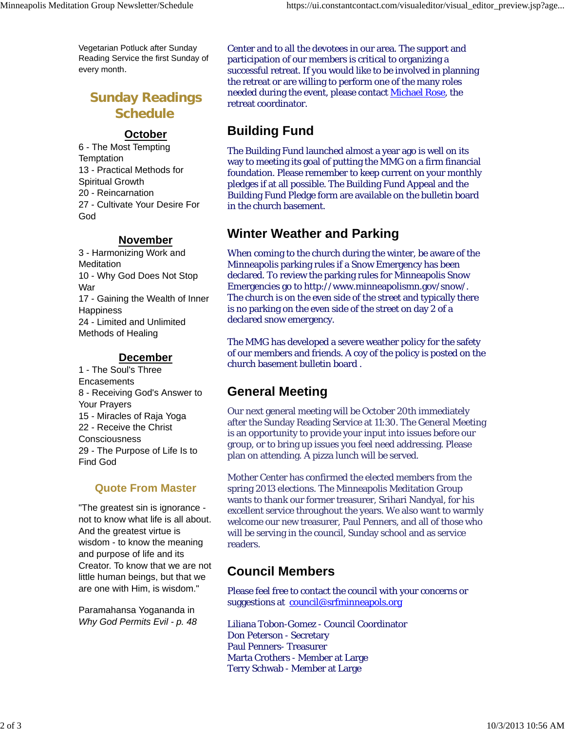Vegetarian Potluck after Sunday Reading Service the first Sunday of every month.

## Sunday Readings Schedule

### October

6 - The Most Tempting Temptation
13 - Practical Methods for Spiritual Growth
20 - Reincarnation
27 - Cultivate Your Desire For God

### November

3 - Harmonizing Work and Meditation
10 - Why God Does Not Stop War
17 - Gaining the Wealth of Inner Happiness
24 - Limited and Unlimited Methods of Healing

### December

1 - The Soul's Three Encasements
8 - Receiving God's Answer to Your Prayers
15 - Miracles of Raja Yoga
22 - Receive the Christ Consciousness
29 - The Purpose of Life Is to Find God

## Quote From Master

"The greatest sin is ignorance - not to know what life is all about. And the greatest virtue is wisdom - to know the meaning and purpose of life and its Creator. To know that we are not little human beings, but that we are one with Him, is wisdom."

Paramahansa Yogananda in *Why God Permits Evil - p. 48*

Center and to all the devotees in our area. The support and participation of our members is critical to organizing a successful retreat. If you would like to be involved in planning the retreat or are willing to perform one of the many roles needed during the event, please contact Michael Rose, the retreat coordinator.

## Building Fund

The Building Fund launched almost a year ago is well on its way to meeting its goal of putting the MMG on a firm financial foundation. Please remember to keep current on your monthly pledges if at all possible. The Building Fund Appeal and the Building Fund Pledge form are available on the bulletin board in the church basement.

## Winter Weather and Parking

When coming to the church during the winter, be aware of the Minneapolis parking rules if a Snow Emergency has been declared. To review the parking rules for Minneapolis Snow Emergencies go to http://www.minneapolismn.gov/snow/. The church is on the even side of the street and typically there is no parking on the even side of the street on day 2 of a declared snow emergency.

The MMG has developed a severe weather policy for the safety of our members and friends. A coy of the policy is posted on the church basement bulletin board .

## General Meeting

Our next general meeting will be October 20th immediately after the Sunday Reading Service at 11:30. The General Meeting is an opportunity to provide your input into issues before our group, or to bring up issues you feel need addressing. Please plan on attending. A pizza lunch will be served.

Mother Center has confirmed the elected members from the spring 2013 elections. The Minneapolis Meditation Group wants to thank our former treasurer, Srihari Nandyal, for his excellent service throughout the years. We also want to warmly welcome our new treasurer, Paul Penners, and all of those who will be serving in the council, Sunday school and as service readers.

## Council Members

Please feel free to contact the council with your concerns or suggestions at council@srfminneapols.org

Liliana Tobon-Gomez - Council Coordinator
Don Peterson - Secretary
Paul Penners- Treasurer
Marta Crothers - Member at Large
Terry Schwab - Member at Large